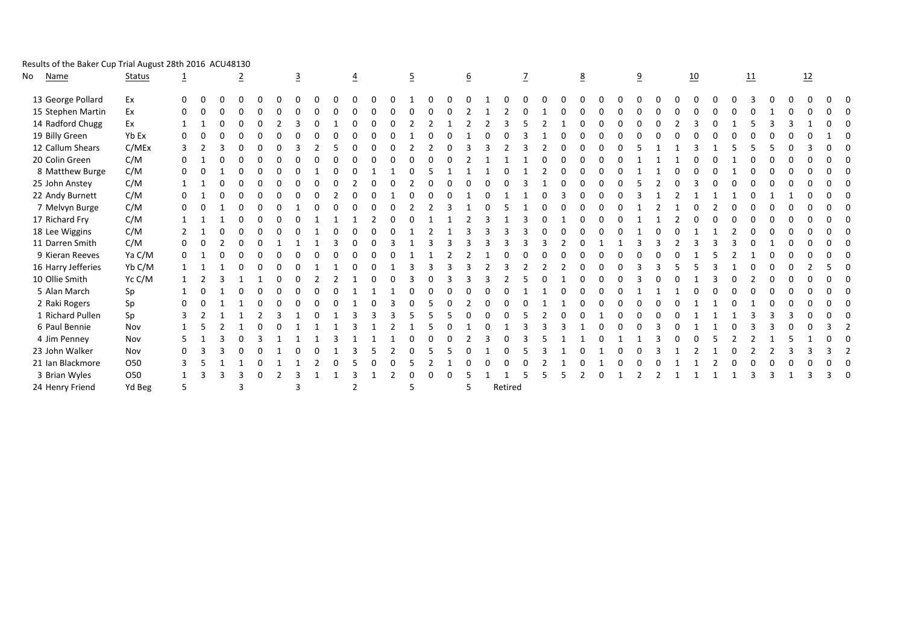Results of the Baker Cup Trial August 28th 2016 ACU48130

| No | Name | Status | 1 | | | 2 | | | 3 | | | 4 | | | 5 | | | 6 | | | 7 | | | 8 | | | 9 | | | 10 | | | 11 | | | 12 | | |
|---|---|---|---|---|---|---|---|---|---|---|---|---|---|---|---|---|---|---|---|---|---|---|---|---|---|---|---|---|---|---|---|---|---|---|---|---|---|---|
| 13 | George Pollard | Ex | 0 | 0 | 0 | 0 | 0 | 0 | 0 | 0 | 0 | 0 | 0 | 0 | 1 | 0 | 0 | 0 | 1 | 0 | 0 | 0 | 0 | 0 | 0 | 0 | 0 | 0 | 0 | 0 | 0 | 0 | 3 | 0 | 0 | 0 | 0 | 0 |
| 15 | Stephen Martin | Ex | 0 | 0 | 0 | 0 | 0 | 0 | 0 | 0 | 0 | 0 | 0 | 0 | 0 | 0 | 0 | 2 | 1 | 2 | 0 | 1 | 0 | 0 | 0 | 0 | 0 | 0 | 0 | 0 | 0 | 0 | 0 | 1 | 0 | 0 | 0 | 0 |
| 14 | Radford Chugg | Ex | 1 | 1 | 0 | 0 | 0 | 2 | 3 | 0 | 1 | 0 | 0 | 0 | 2 | 2 | 1 | 2 | 2 | 3 | 5 | 2 | 1 | 0 | 0 | 0 | 0 | 0 | 2 | 3 | 0 | 1 | 5 | 3 | 3 | 1 | 0 | 0 |
| 19 | Billy Green | Yb Ex | 0 | 0 | 0 | 0 | 0 | 0 | 0 | 0 | 0 | 0 | 0 | 0 | 1 | 0 | 0 | 1 | 0 | 0 | 3 | 1 | 0 | 0 | 0 | 0 | 0 | 0 | 0 | 0 | 0 | 0 | 0 | 0 | 0 | 0 | 1 | 0 |
| 12 | Callum Shears | C/MEx | 3 | 2 | 3 | 0 | 0 | 0 | 3 | 2 | 5 | 0 | 0 | 0 | 2 | 2 | 0 | 3 | 3 | 2 | 3 | 2 | 0 | 0 | 0 | 0 | 5 | 1 | 1 | 3 | 1 | 5 | 5 | 5 | 0 | 3 | 0 | 0 |
| 20 | Colin Green | C/M | 0 | 1 | 0 | 0 | 0 | 0 | 0 | 0 | 0 | 0 | 0 | 0 | 0 | 0 | 0 | 2 | 1 | 1 | 1 | 0 | 0 | 0 | 0 | 0 | 1 | 1 | 1 | 0 | 0 | 1 | 0 | 0 | 0 | 0 | 0 | 0 |
| 8 | Matthew Burge | C/M | 0 | 0 | 1 | 0 | 0 | 0 | 0 | 1 | 0 | 0 | 1 | 1 | 0 | 5 | 1 | 1 | 1 | 0 | 1 | 2 | 0 | 0 | 0 | 0 | 1 | 1 | 0 | 0 | 0 | 1 | 0 | 0 | 0 | 0 | 0 | 0 |
| 25 | John Anstey | C/M | 1 | 1 | 0 | 0 | 0 | 0 | 0 | 0 | 0 | 2 | 0 | 0 | 2 | 0 | 0 | 0 | 0 | 0 | 3 | 1 | 0 | 0 | 0 | 0 | 5 | 2 | 0 | 3 | 0 | 0 | 0 | 0 | 0 | 0 | 0 | 0 |
| 22 | Andy Burnett | C/M | 0 | 1 | 0 | 0 | 0 | 0 | 0 | 0 | 2 | 0 | 0 | 1 | 0 | 0 | 0 | 1 | 0 | 1 | 1 | 0 | 3 | 0 | 0 | 0 | 3 | 1 | 2 | 1 | 1 | 1 | 0 | 1 | 1 | 0 | 0 | 0 |
| 7 | Melvyn Burge | C/M | 0 | 0 | 1 | 0 | 0 | 0 | 1 | 0 | 0 | 0 | 0 | 0 | 2 | 2 | 3 | 1 | 0 | 5 | 1 | 0 | 0 | 0 | 0 | 0 | 1 | 2 | 1 | 0 | 2 | 0 | 0 | 0 | 0 | 0 | 0 | 0 |
| 17 | Richard Fry | C/M | 1 | 1 | 1 | 0 | 0 | 0 | 0 | 1 | 1 | 1 | 2 | 0 | 0 | 1 | 1 | 2 | 3 | 1 | 3 | 0 | 1 | 0 | 0 | 0 | 1 | 1 | 2 | 0 | 0 | 0 | 0 | 0 | 0 | 0 | 0 | 0 |
| 18 | Lee Wiggins | C/M | 2 | 1 | 0 | 0 | 0 | 0 | 0 | 1 | 0 | 0 | 0 | 0 | 1 | 2 | 1 | 3 | 3 | 3 | 3 | 0 | 0 | 0 | 0 | 0 | 1 | 0 | 0 | 1 | 1 | 2 | 0 | 0 | 0 | 0 | 0 | 0 |
| 11 | Darren Smith | C/M | 0 | 0 | 2 | 0 | 0 | 1 | 1 | 1 | 3 | 0 | 0 | 3 | 1 | 3 | 3 | 3 | 3 | 3 | 3 | 3 | 2 | 0 | 1 | 1 | 3 | 3 | 2 | 3 | 3 | 3 | 0 | 1 | 0 | 0 | 0 | 0 |
| 9 | Kieran Reeves | Ya C/M | 0 | 1 | 0 | 0 | 0 | 0 | 0 | 0 | 0 | 0 | 0 | 0 | 1 | 1 | 2 | 2 | 1 | 0 | 0 | 0 | 0 | 0 | 0 | 0 | 0 | 0 | 0 | 1 | 5 | 2 | 1 | 0 | 0 | 0 | 0 | 0 |
| 16 | Harry Jefferies | Yb C/M | 1 | 1 | 1 | 0 | 0 | 0 | 0 | 1 | 1 | 0 | 0 | 1 | 3 | 3 | 3 | 3 | 2 | 3 | 2 | 2 | 2 | 0 | 0 | 0 | 3 | 3 | 5 | 5 | 3 | 1 | 0 | 0 | 0 | 2 | 5 | 0 |
| 10 | Ollie Smith | Yc C/M | 1 | 2 | 3 | 1 | 1 | 0 | 0 | 2 | 2 | 1 | 0 | 0 | 3 | 0 | 3 | 3 | 3 | 2 | 5 | 0 | 1 | 0 | 0 | 0 | 3 | 0 | 0 | 1 | 3 | 0 | 2 | 0 | 0 | 0 | 0 | 0 |
| 5 | Alan March | Sp | 1 | 0 | 1 | 0 | 0 | 0 | 0 | 0 | 0 | 1 | 1 | 1 | 0 | 0 | 0 | 0 | 0 | 0 | 1 | 1 | 0 | 0 | 0 | 0 | 1 | 1 | 1 | 0 | 0 | 0 | 0 | 0 | 0 | 0 | 0 | 0 |
| 2 | Raki Rogers | Sp | 0 | 0 | 1 | 1 | 0 | 0 | 0 | 0 | 0 | 1 | 0 | 3 | 0 | 5 | 0 | 2 | 0 | 0 | 0 | 1 | 1 | 0 | 0 | 0 | 0 | 0 | 0 | 1 | 1 | 0 | 1 | 0 | 0 | 0 | 0 | 0 |
| 1 | Richard Pullen | Sp | 3 | 2 | 1 | 1 | 2 | 3 | 1 | 0 | 1 | 3 | 3 | 3 | 5 | 5 | 5 | 0 | 0 | 0 | 5 | 2 | 0 | 0 | 1 | 0 | 0 | 0 | 0 | 1 | 1 | 1 | 3 | 3 | 3 | 0 | 0 | 0 |
| 6 | Paul Bennie | Nov | 1 | 5 | 2 | 1 | 0 | 0 | 1 | 1 | 1 | 3 | 1 | 2 | 1 | 5 | 0 | 1 | 0 | 1 | 3 | 3 | 3 | 1 | 0 | 0 | 0 | 3 | 0 | 1 | 1 | 0 | 3 | 3 | 0 | 0 | 3 | 2 |
| 4 | Jim Penney | Nov | 5 | 1 | 3 | 0 | 3 | 1 | 1 | 1 | 3 | 1 | 1 | 1 | 0 | 0 | 0 | 2 | 3 | 0 | 3 | 5 | 1 | 1 | 0 | 1 | 1 | 3 | 0 | 0 | 5 | 2 | 2 | 2 | 5 | 1 | 0 | 0 |
| 23 | John Walker | Nov | 0 | 3 | 3 | 0 | 0 | 1 | 0 | 0 | 1 | 3 | 5 | 2 | 0 | 5 | 5 | 0 | 1 | 0 | 5 | 3 | 1 | 0 | 1 | 0 | 0 | 3 | 1 | 2 | 1 | 0 | 2 | 2 | 3 | 3 | 3 | 2 |
| 21 | Ian Blackmore | O50 | 3 | 5 | 1 | 1 | 0 | 1 | 1 | 2 | 0 | 5 | 0 | 0 | 5 | 2 | 1 | 0 | 0 | 0 | 0 | 2 | 1 | 0 | 1 | 0 | 0 | 0 | 1 | 1 | 2 | 0 | 0 | 0 | 0 | 0 | 0 | 0 |
| 3 | Brian Wyles | O50 | 1 | 3 | 3 | 3 | 0 | 2 | 3 | 1 | 1 | 3 | 1 | 2 | 0 | 0 | 0 | 5 | 1 | 1 | 5 | 5 | 5 | 2 | 0 | 1 | 2 | 2 | 1 | 1 | 1 | 1 | 3 | 3 | 1 | 3 | 3 | 0 |
| 24 | Henry Friend | Yd Beg | 5 | | | 3 | | | 3 | | | 2 | | | 5 | | | 5 | | Retired | | | | | | | | | | | | | | | | | | |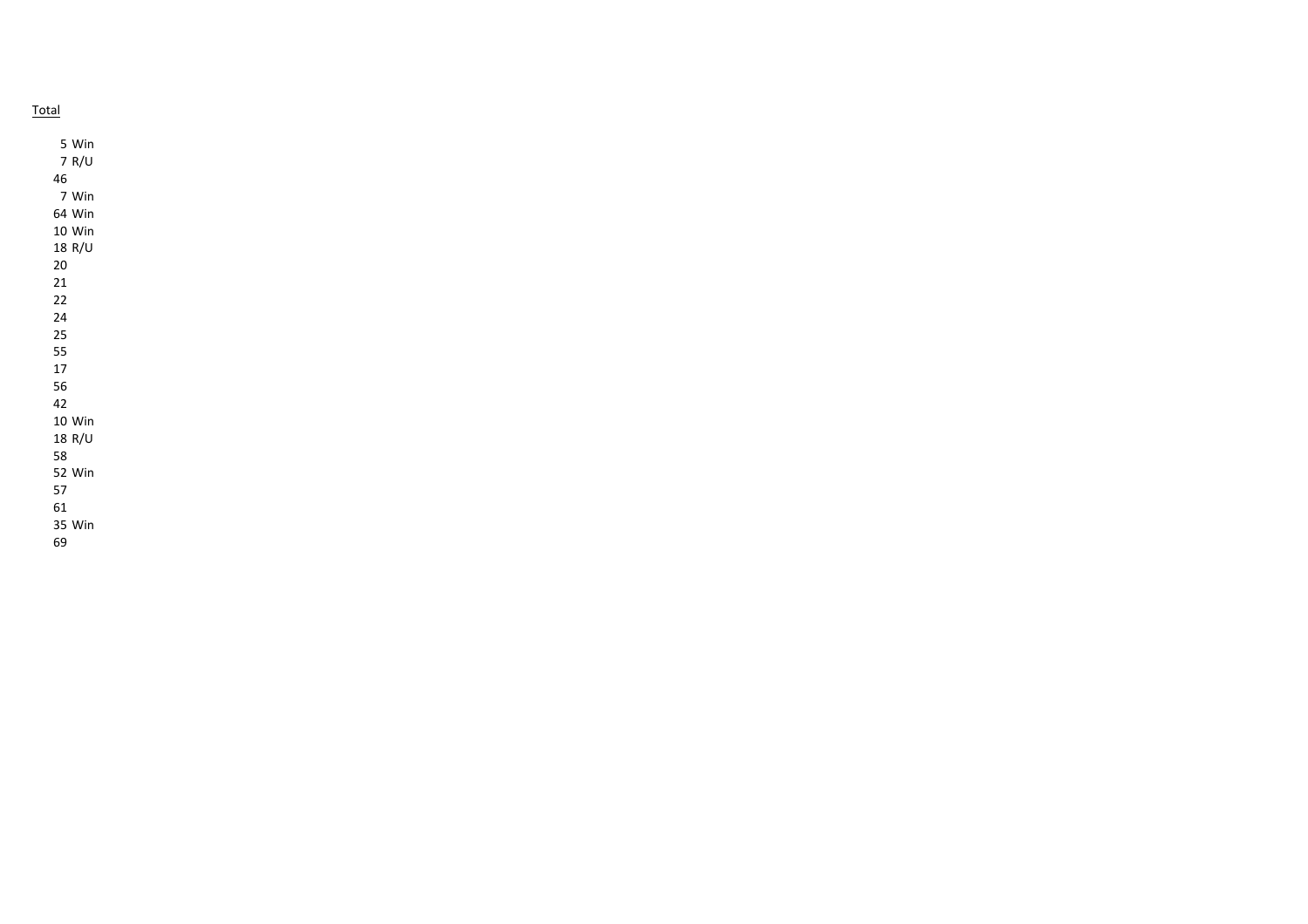Total

| | |
|---|---|
| 5 | Win |
| 7 | R/U |
| 46 | |
| 7 | Win |
| 64 | Win |
| 10 | Win |
| 18 | R/U |
| 20 | |
| 21 | |
| 22 | |
| 24 | |
| 25 | |
| 55 | |
| 17 | |
| 56 | |
| 42 | |
| 10 | Win |
| 18 | R/U |
| 58 | |
| 52 | Win |
| 57 | |
| 61 | |
| 35 | Win |
| 69 | |